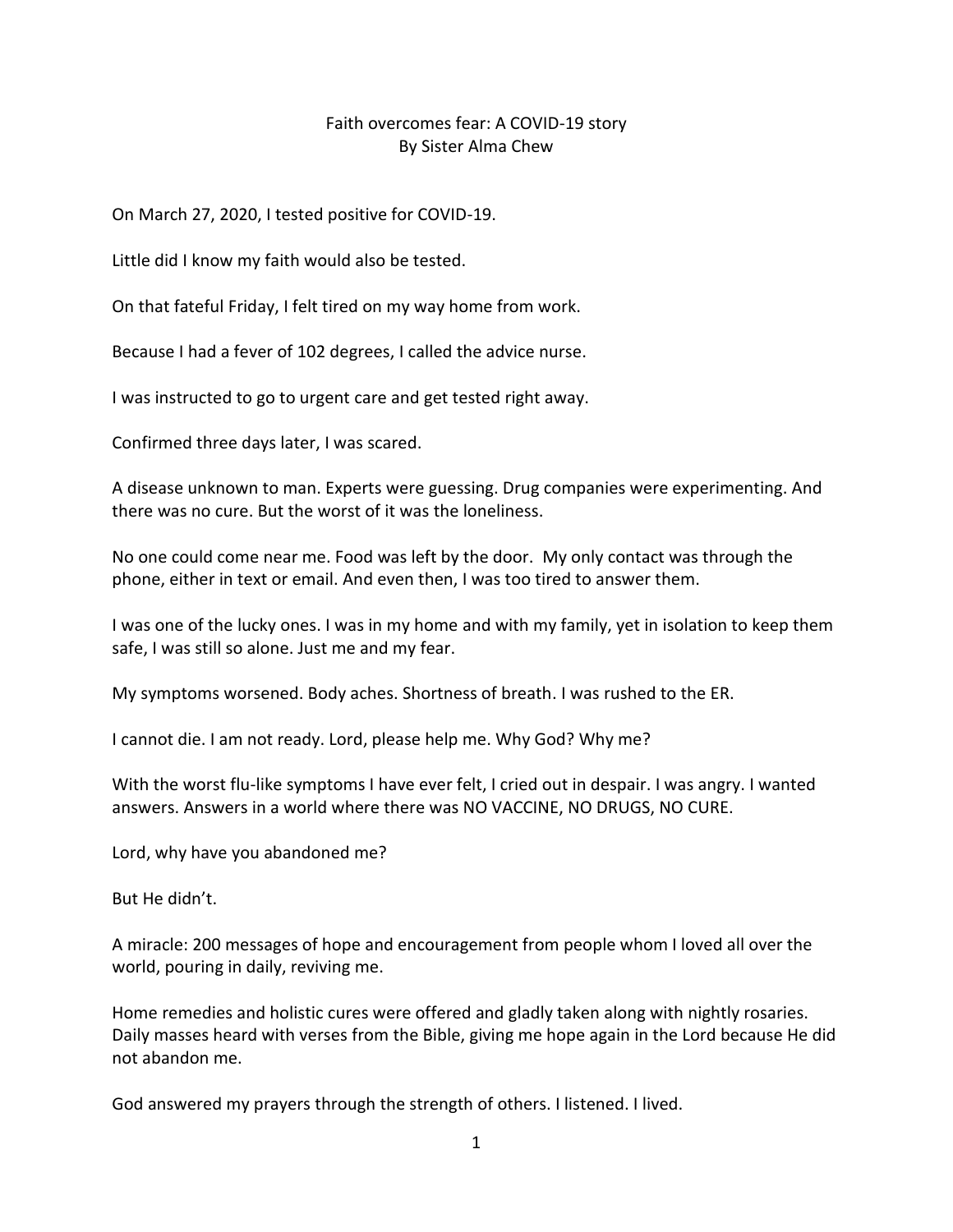# Faith overcomes fear: A COVID-19 story
By Sister Alma Chew

On March 27, 2020, I tested positive for COVID-19.

Little did I know my faith would also be tested.

On that fateful Friday, I felt tired on my way home from work.

Because I had a fever of 102 degrees, I called the advice nurse.

I was instructed to go to urgent care and get tested right away.

Confirmed three days later, I was scared.

A disease unknown to man. Experts were guessing. Drug companies were experimenting. And there was no cure. But the worst of it was the loneliness.

No one could come near me. Food was left by the door. My only contact was through the phone, either in text or email. And even then, I was too tired to answer them.

I was one of the lucky ones. I was in my home and with my family, yet in isolation to keep them safe, I was still so alone. Just me and my fear.

My symptoms worsened. Body aches. Shortness of breath. I was rushed to the ER.

I cannot die. I am not ready. Lord, please help me. Why God? Why me?

With the worst flu-like symptoms I have ever felt, I cried out in despair. I was angry. I wanted answers. Answers in a world where there was NO VACCINE, NO DRUGS, NO CURE.

Lord, why have you abandoned me?

But He didn't.

A miracle: 200 messages of hope and encouragement from people whom I loved all over the world, pouring in daily, reviving me.

Home remedies and holistic cures were offered and gladly taken along with nightly rosaries. Daily masses heard with verses from the Bible, giving me hope again in the Lord because He did not abandon me.

God answered my prayers through the strength of others. I listened. I lived.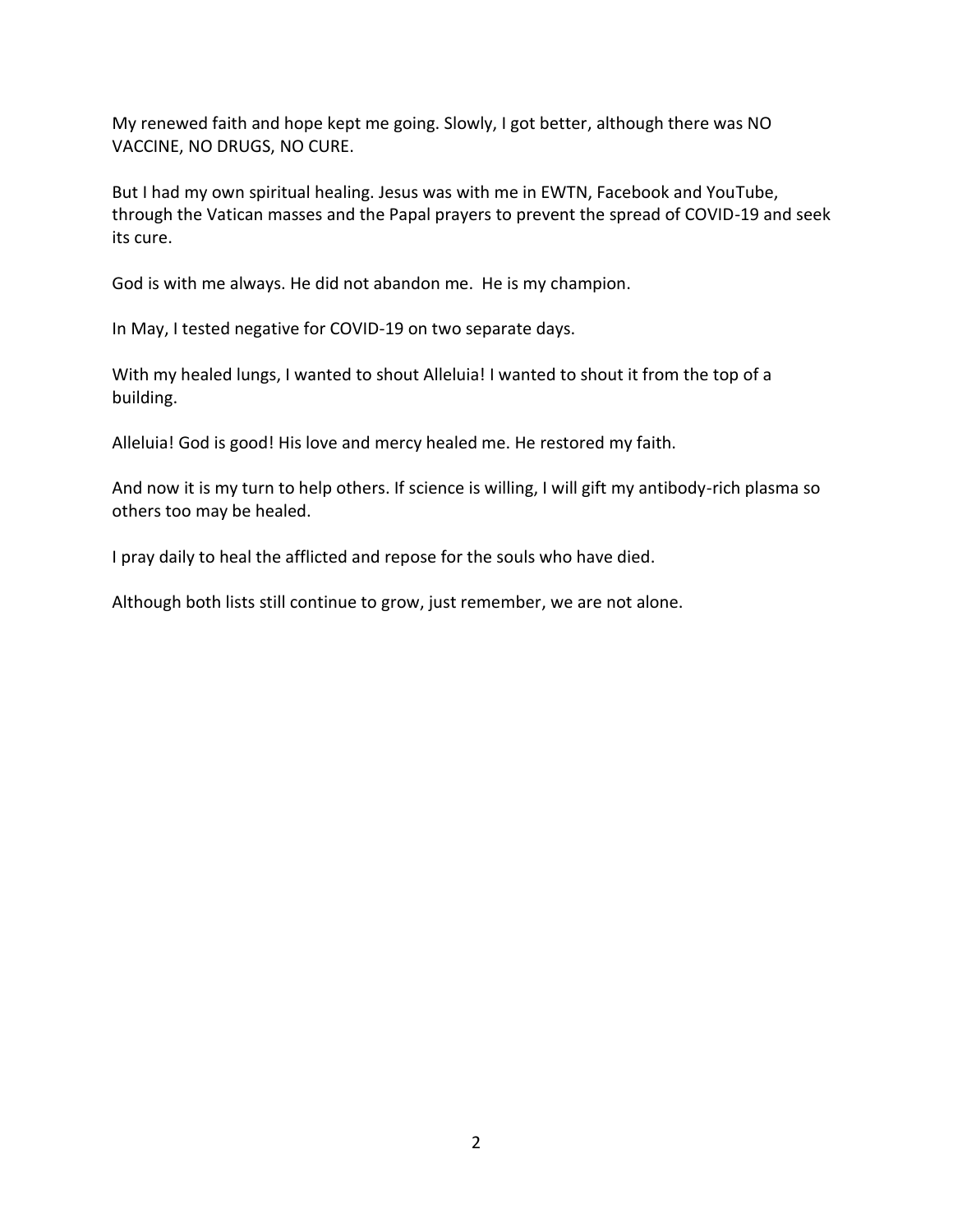My renewed faith and hope kept me going. Slowly, I got better, although there was NO VACCINE, NO DRUGS, NO CURE.

But I had my own spiritual healing. Jesus was with me in EWTN, Facebook and YouTube, through the Vatican masses and the Papal prayers to prevent the spread of COVID-19 and seek its cure.

God is with me always. He did not abandon me. He is my champion.

In May, I tested negative for COVID-19 on two separate days.

With my healed lungs, I wanted to shout Alleluia! I wanted to shout it from the top of a building.

Alleluia! God is good! His love and mercy healed me. He restored my faith.

And now it is my turn to help others. If science is willing, I will gift my antibody-rich plasma so others too may be healed.

I pray daily to heal the afflicted and repose for the souls who have died.

Although both lists still continue to grow, just remember, we are not alone.